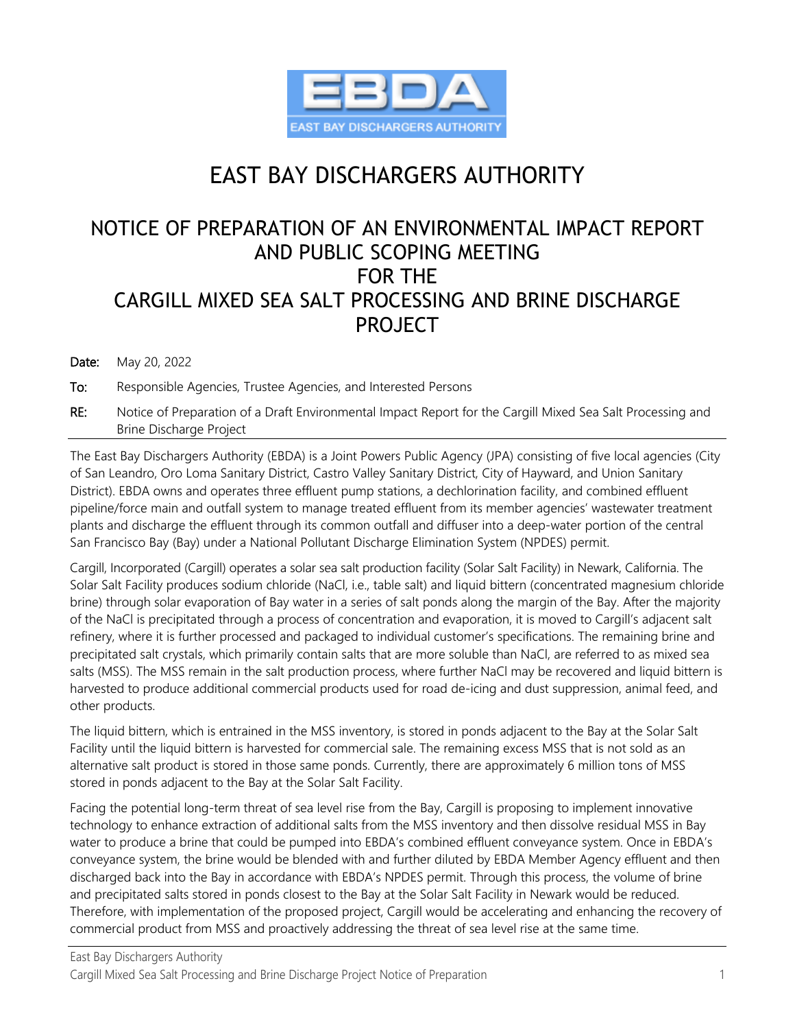# EAST BAY DISCHARGERS AUTHORITY

## NOTICE OF PREPARATION OF AN ENVIRONMENTAL IMPACT REPORT AND PUBLIC SCOPING MEETING FOR THE CARGILL MIXED SEA SALT PROCESSING AND BRINE DISCHARGE PROJECT

**Date:** May 20, 2022

**To:** Responsible Agencies, Trustee Agencies, and Interested Persons

**RE:** Notice of Preparation of a Draft Environmental Impact Report for the Cargill Mixed Sea Salt Processing and Brine Discharge Project

---

The East Bay Dischargers Authority (EBDA) is a Joint Powers Public Agency (JPA) consisting of five local agencies (City of San Leandro, Oro Loma Sanitary District, Castro Valley Sanitary District, City of Hayward, and Union Sanitary District). EBDA owns and operates three effluent pump stations, a dechlorination facility, and combined effluent pipeline/force main and outfall system to manage treated effluent from its member agencies' wastewater treatment plants and discharge the effluent through its common outfall and diffuser into a deep-water portion of the central San Francisco Bay (Bay) under a National Pollutant Discharge Elimination System (NPDES) permit.

Cargill, Incorporated (Cargill) operates a solar sea salt production facility (Solar Salt Facility) in Newark, California. The Solar Salt Facility produces sodium chloride (NaCl, i.e., table salt) and liquid bittern (concentrated magnesium chloride brine) through solar evaporation of Bay water in a series of salt ponds along the margin of the Bay. After the majority of the NaCl is precipitated through a process of concentration and evaporation, it is moved to Cargill's adjacent salt refinery, where it is further processed and packaged to individual customer's specifications. The remaining brine and precipitated salt crystals, which primarily contain salts that are more soluble than NaCl, are referred to as mixed sea salts (MSS). The MSS remain in the salt production process, where further NaCl may be recovered and liquid bittern is harvested to produce additional commercial products used for road de-icing and dust suppression, animal feed, and other products.

The liquid bittern, which is entrained in the MSS inventory, is stored in ponds adjacent to the Bay at the Solar Salt Facility until the liquid bittern is harvested for commercial sale. The remaining excess MSS that is not sold as an alternative salt product is stored in those same ponds. Currently, there are approximately 6 million tons of MSS stored in ponds adjacent to the Bay at the Solar Salt Facility.

Facing the potential long-term threat of sea level rise from the Bay, Cargill is proposing to implement innovative technology to enhance extraction of additional salts from the MSS inventory and then dissolve residual MSS in Bay water to produce a brine that could be pumped into EBDA's combined effluent conveyance system. Once in EBDA's conveyance system, the brine would be blended with and further diluted by EBDA Member Agency effluent and then discharged back into the Bay in accordance with EBDA's NPDES permit. Through this process, the volume of brine and precipitated salts stored in ponds closest to the Bay at the Solar Salt Facility in Newark would be reduced. Therefore, with implementation of the proposed project, Cargill would be accelerating and enhancing the recovery of commercial product from MSS and proactively addressing the threat of sea level rise at the same time.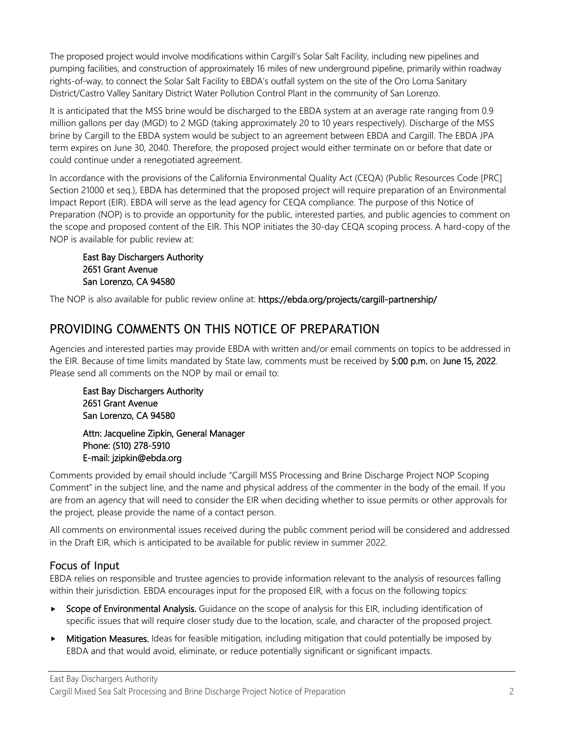The proposed project would involve modifications within Cargill's Solar Salt Facility, including new pipelines and pumping facilities, and construction of approximately 16 miles of new underground pipeline, primarily within roadway rights-of-way, to connect the Solar Salt Facility to EBDA's outfall system on the site of the Oro Loma Sanitary District/Castro Valley Sanitary District Water Pollution Control Plant in the community of San Lorenzo.

It is anticipated that the MSS brine would be discharged to the EBDA system at an average rate ranging from 0.9 million gallons per day (MGD) to 2 MGD (taking approximately 20 to 10 years respectively). Discharge of the MSS brine by Cargill to the EBDA system would be subject to an agreement between EBDA and Cargill. The EBDA JPA term expires on June 30, 2040. Therefore, the proposed project would either terminate on or before that date or could continue under a renegotiated agreement.

In accordance with the provisions of the California Environmental Quality Act (CEQA) (Public Resources Code [PRC] Section 21000 et seq.), EBDA has determined that the proposed project will require preparation of an Environmental Impact Report (EIR). EBDA will serve as the lead agency for CEQA compliance. The purpose of this Notice of Preparation (NOP) is to provide an opportunity for the public, interested parties, and public agencies to comment on the scope and proposed content of the EIR. This NOP initiates the 30-day CEQA scoping process. A hard-copy of the NOP is available for public review at:

> **East Bay Dischargers Authority**
> **2651 Grant Avenue**
> **San Lorenzo, CA 94580**

The NOP is also available for public review online at: **https://ebda.org/projects/cargill-partnership/**

## PROVIDING COMMENTS ON THIS NOTICE OF PREPARATION

Agencies and interested parties may provide EBDA with written and/or email comments on topics to be addressed in the EIR. Because of time limits mandated by State law, comments must be received by **5:00 p.m.** on **June 15, 2022**. Please send all comments on the NOP by mail or email to:

> **East Bay Dischargers Authority**
> **2651 Grant Avenue**
> **San Lorenzo, CA 94580**
>
> **Attn: Jacqueline Zipkin, General Manager**
> **Phone: (510) 278-5910**
> **E-mail: jzipkin@ebda.org**

Comments provided by email should include "Cargill MSS Processing and Brine Discharge Project NOP Scoping Comment" in the subject line, and the name and physical address of the commenter in the body of the email. If you are from an agency that will need to consider the EIR when deciding whether to issue permits or other approvals for the project, please provide the name of a contact person.

All comments on environmental issues received during the public comment period will be considered and addressed in the Draft EIR, which is anticipated to be available for public review in summer 2022.

### Focus of Input

EBDA relies on responsible and trustee agencies to provide information relevant to the analysis of resources falling within their jurisdiction. EBDA encourages input for the proposed EIR, with a focus on the following topics:

- **Scope of Environmental Analysis.** Guidance on the scope of analysis for this EIR, including identification of specific issues that will require closer study due to the location, scale, and character of the proposed project.
- **Mitigation Measures.** Ideas for feasible mitigation, including mitigation that could potentially be imposed by EBDA and that would avoid, eliminate, or reduce potentially significant or significant impacts.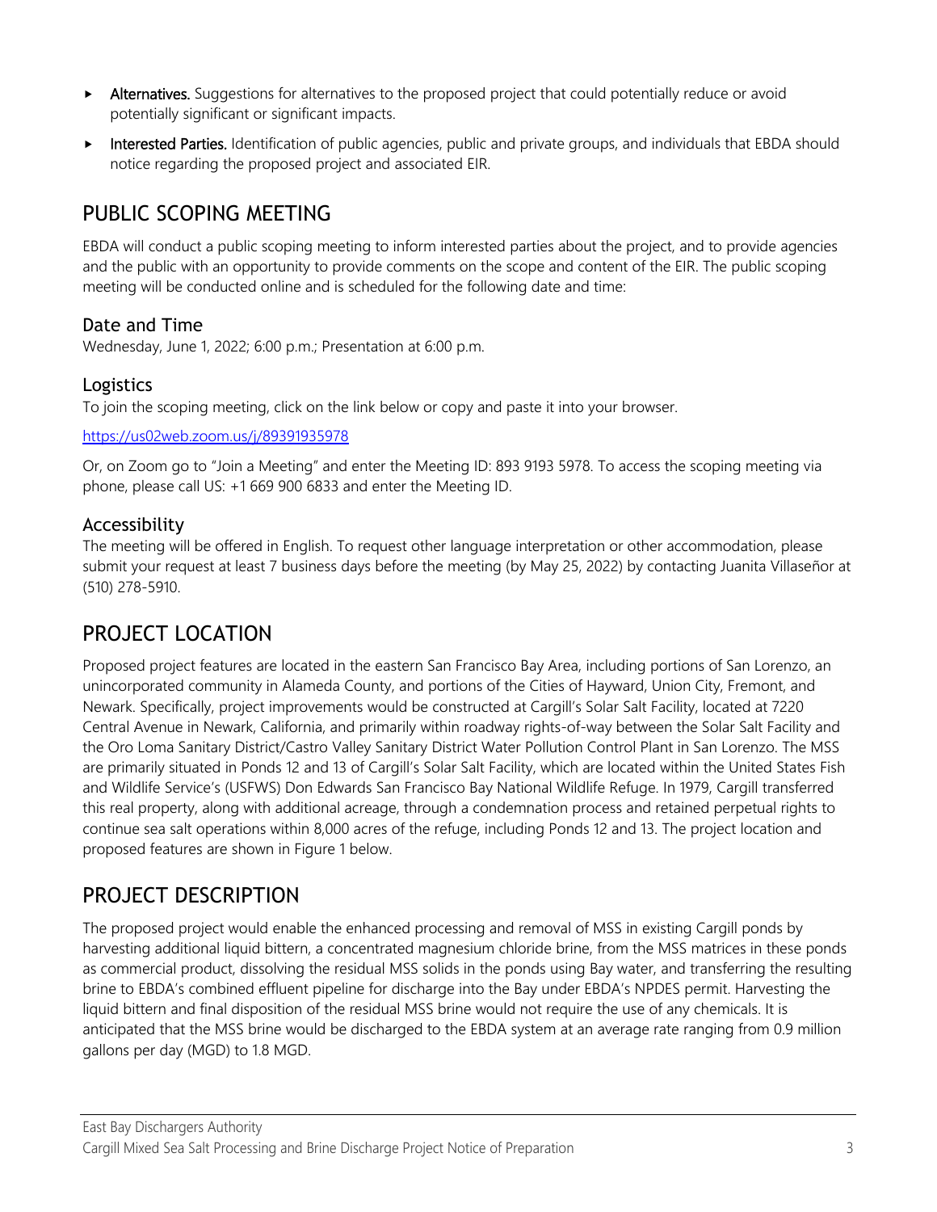- **Alternatives.** Suggestions for alternatives to the proposed project that could potentially reduce or avoid potentially significant or significant impacts.
- **Interested Parties.** Identification of public agencies, public and private groups, and individuals that EBDA should notice regarding the proposed project and associated EIR.

## PUBLIC SCOPING MEETING

EBDA will conduct a public scoping meeting to inform interested parties about the project, and to provide agencies and the public with an opportunity to provide comments on the scope and content of the EIR. The public scoping meeting will be conducted online and is scheduled for the following date and time:

### Date and Time

Wednesday, June 1, 2022; 6:00 p.m.; Presentation at 6:00 p.m.

### Logistics

To join the scoping meeting, click on the link below or copy and paste it into your browser.

https://us02web.zoom.us/j/89391935978

Or, on Zoom go to "Join a Meeting" and enter the Meeting ID: 893 9193 5978. To access the scoping meeting via phone, please call US: +1 669 900 6833 and enter the Meeting ID.

### Accessibility

The meeting will be offered in English. To request other language interpretation or other accommodation, please submit your request at least 7 business days before the meeting (by May 25, 2022) by contacting Juanita Villaseñor at (510) 278-5910.

## PROJECT LOCATION

Proposed project features are located in the eastern San Francisco Bay Area, including portions of San Lorenzo, an unincorporated community in Alameda County, and portions of the Cities of Hayward, Union City, Fremont, and Newark. Specifically, project improvements would be constructed at Cargill's Solar Salt Facility, located at 7220 Central Avenue in Newark, California, and primarily within roadway rights-of-way between the Solar Salt Facility and the Oro Loma Sanitary District/Castro Valley Sanitary District Water Pollution Control Plant in San Lorenzo. The MSS are primarily situated in Ponds 12 and 13 of Cargill's Solar Salt Facility, which are located within the United States Fish and Wildlife Service's (USFWS) Don Edwards San Francisco Bay National Wildlife Refuge. In 1979, Cargill transferred this real property, along with additional acreage, through a condemnation process and retained perpetual rights to continue sea salt operations within 8,000 acres of the refuge, including Ponds 12 and 13. The project location and proposed features are shown in Figure 1 below.

## PROJECT DESCRIPTION

The proposed project would enable the enhanced processing and removal of MSS in existing Cargill ponds by harvesting additional liquid bittern, a concentrated magnesium chloride brine, from the MSS matrices in these ponds as commercial product, dissolving the residual MSS solids in the ponds using Bay water, and transferring the resulting brine to EBDA's combined effluent pipeline for discharge into the Bay under EBDA's NPDES permit. Harvesting the liquid bittern and final disposition of the residual MSS brine would not require the use of any chemicals. It is anticipated that the MSS brine would be discharged to the EBDA system at an average rate ranging from 0.9 million gallons per day (MGD) to 1.8 MGD.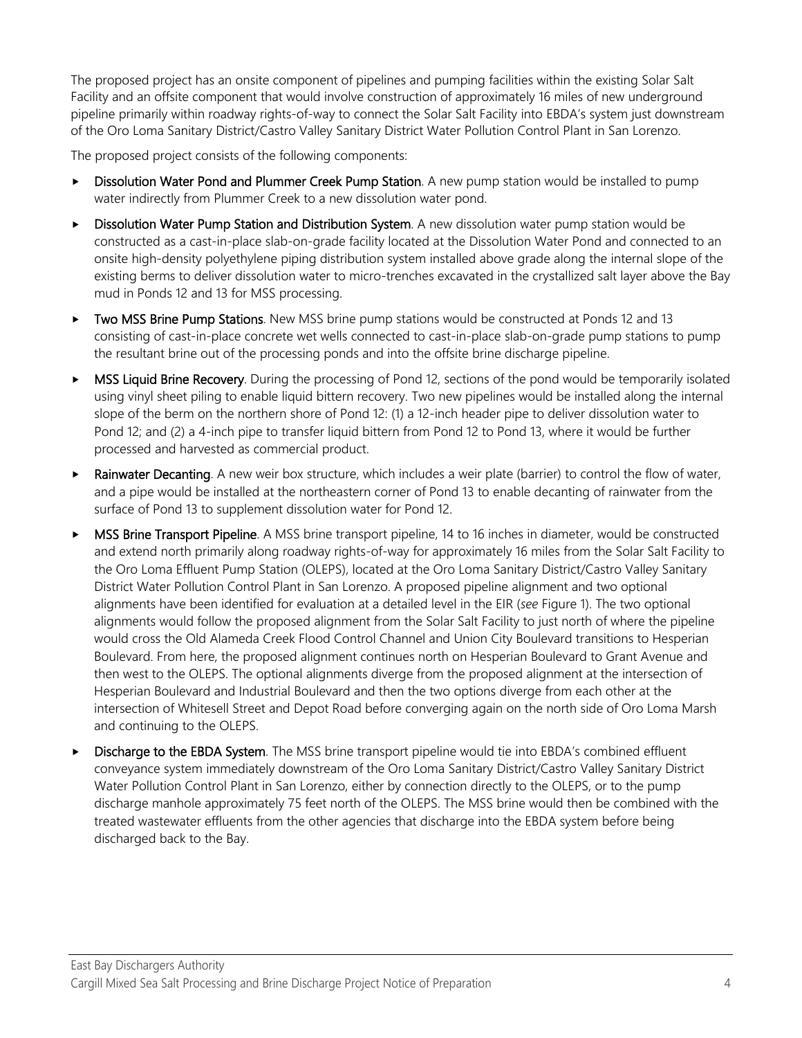The proposed project has an onsite component of pipelines and pumping facilities within the existing Solar Salt Facility and an offsite component that would involve construction of approximately 16 miles of new underground pipeline primarily within roadway rights-of-way to connect the Solar Salt Facility into EBDA's system just downstream of the Oro Loma Sanitary District/Castro Valley Sanitary District Water Pollution Control Plant in San Lorenzo.

The proposed project consists of the following components:

- **Dissolution Water Pond and Plummer Creek Pump Station**. A new pump station would be installed to pump water indirectly from Plummer Creek to a new dissolution water pond.
- **Dissolution Water Pump Station and Distribution System**. A new dissolution water pump station would be constructed as a cast-in-place slab-on-grade facility located at the Dissolution Water Pond and connected to an onsite high-density polyethylene piping distribution system installed above grade along the internal slope of the existing berms to deliver dissolution water to micro-trenches excavated in the crystallized salt layer above the Bay mud in Ponds 12 and 13 for MSS processing.
- **Two MSS Brine Pump Stations**. New MSS brine pump stations would be constructed at Ponds 12 and 13 consisting of cast-in-place concrete wet wells connected to cast-in-place slab-on-grade pump stations to pump the resultant brine out of the processing ponds and into the offsite brine discharge pipeline.
- **MSS Liquid Brine Recovery**. During the processing of Pond 12, sections of the pond would be temporarily isolated using vinyl sheet piling to enable liquid bittern recovery. Two new pipelines would be installed along the internal slope of the berm on the northern shore of Pond 12: (1) a 12-inch header pipe to deliver dissolution water to Pond 12; and (2) a 4-inch pipe to transfer liquid bittern from Pond 12 to Pond 13, where it would be further processed and harvested as commercial product.
- **Rainwater Decanting**. A new weir box structure, which includes a weir plate (barrier) to control the flow of water, and a pipe would be installed at the northeastern corner of Pond 13 to enable decanting of rainwater from the surface of Pond 13 to supplement dissolution water for Pond 12.
- **MSS Brine Transport Pipeline**. A MSS brine transport pipeline, 14 to 16 inches in diameter, would be constructed and extend north primarily along roadway rights-of-way for approximately 16 miles from the Solar Salt Facility to the Oro Loma Effluent Pump Station (OLEPS), located at the Oro Loma Sanitary District/Castro Valley Sanitary District Water Pollution Control Plant in San Lorenzo. A proposed pipeline alignment and two optional alignments have been identified for evaluation at a detailed level in the EIR (*see* Figure 1). The two optional alignments would follow the proposed alignment from the Solar Salt Facility to just north of where the pipeline would cross the Old Alameda Creek Flood Control Channel and Union City Boulevard transitions to Hesperian Boulevard. From here, the proposed alignment continues north on Hesperian Boulevard to Grant Avenue and then west to the OLEPS. The optional alignments diverge from the proposed alignment at the intersection of Hesperian Boulevard and Industrial Boulevard and then the two options diverge from each other at the intersection of Whitesell Street and Depot Road before converging again on the north side of Oro Loma Marsh and continuing to the OLEPS.
- **Discharge to the EBDA System**. The MSS brine transport pipeline would tie into EBDA's combined effluent conveyance system immediately downstream of the Oro Loma Sanitary District/Castro Valley Sanitary District Water Pollution Control Plant in San Lorenzo, either by connection directly to the OLEPS, or to the pump discharge manhole approximately 75 feet north of the OLEPS. The MSS brine would then be combined with the treated wastewater effluents from the other agencies that discharge into the EBDA system before being discharged back to the Bay.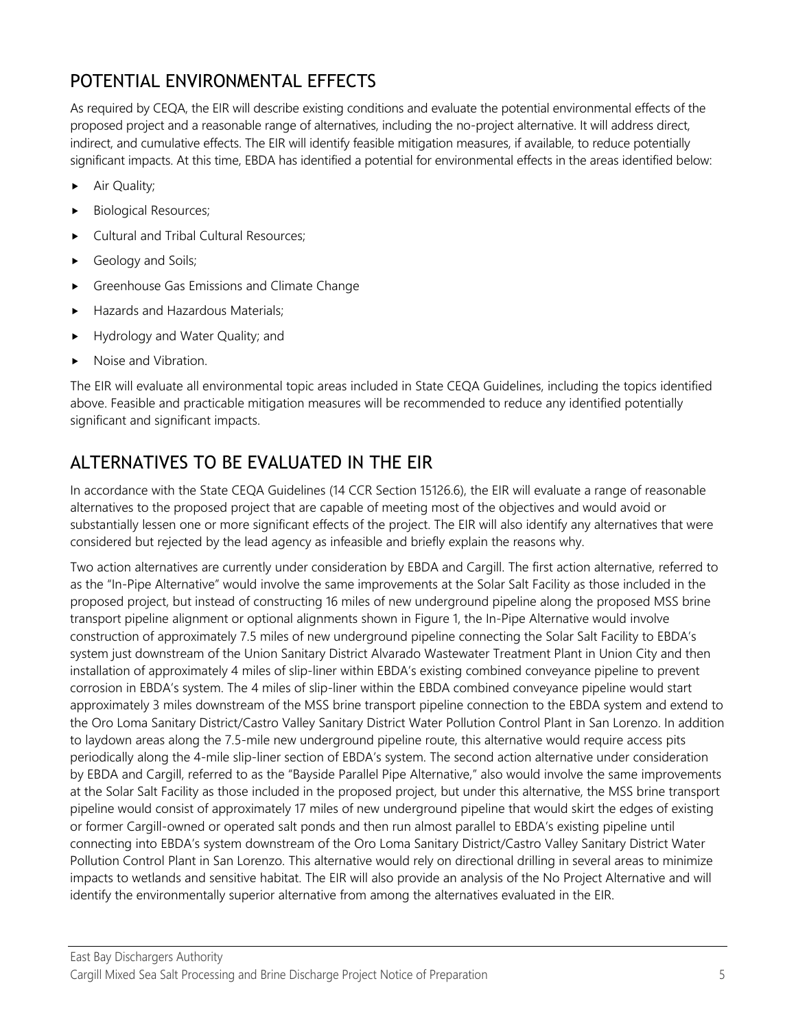## POTENTIAL ENVIRONMENTAL EFFECTS

As required by CEQA, the EIR will describe existing conditions and evaluate the potential environmental effects of the proposed project and a reasonable range of alternatives, including the no-project alternative. It will address direct, indirect, and cumulative effects. The EIR will identify feasible mitigation measures, if available, to reduce potentially significant impacts. At this time, EBDA has identified a potential for environmental effects in the areas identified below:

- Air Quality;
- Biological Resources;
- Cultural and Tribal Cultural Resources;
- Geology and Soils;
- Greenhouse Gas Emissions and Climate Change
- Hazards and Hazardous Materials;
- Hydrology and Water Quality; and
- Noise and Vibration.

The EIR will evaluate all environmental topic areas included in State CEQA Guidelines, including the topics identified above. Feasible and practicable mitigation measures will be recommended to reduce any identified potentially significant and significant impacts.

## ALTERNATIVES TO BE EVALUATED IN THE EIR

In accordance with the State CEQA Guidelines (14 CCR Section 15126.6), the EIR will evaluate a range of reasonable alternatives to the proposed project that are capable of meeting most of the objectives and would avoid or substantially lessen one or more significant effects of the project. The EIR will also identify any alternatives that were considered but rejected by the lead agency as infeasible and briefly explain the reasons why.

Two action alternatives are currently under consideration by EBDA and Cargill. The first action alternative, referred to as the "In-Pipe Alternative" would involve the same improvements at the Solar Salt Facility as those included in the proposed project, but instead of constructing 16 miles of new underground pipeline along the proposed MSS brine transport pipeline alignment or optional alignments shown in Figure 1, the In-Pipe Alternative would involve construction of approximately 7.5 miles of new underground pipeline connecting the Solar Salt Facility to EBDA's system just downstream of the Union Sanitary District Alvarado Wastewater Treatment Plant in Union City and then installation of approximately 4 miles of slip-liner within EBDA's existing combined conveyance pipeline to prevent corrosion in EBDA's system. The 4 miles of slip-liner within the EBDA combined conveyance pipeline would start approximately 3 miles downstream of the MSS brine transport pipeline connection to the EBDA system and extend to the Oro Loma Sanitary District/Castro Valley Sanitary District Water Pollution Control Plant in San Lorenzo. In addition to laydown areas along the 7.5-mile new underground pipeline route, this alternative would require access pits periodically along the 4-mile slip-liner section of EBDA's system. The second action alternative under consideration by EBDA and Cargill, referred to as the "Bayside Parallel Pipe Alternative," also would involve the same improvements at the Solar Salt Facility as those included in the proposed project, but under this alternative, the MSS brine transport pipeline would consist of approximately 17 miles of new underground pipeline that would skirt the edges of existing or former Cargill-owned or operated salt ponds and then run almost parallel to EBDA's existing pipeline until connecting into EBDA's system downstream of the Oro Loma Sanitary District/Castro Valley Sanitary District Water Pollution Control Plant in San Lorenzo. This alternative would rely on directional drilling in several areas to minimize impacts to wetlands and sensitive habitat. The EIR will also provide an analysis of the No Project Alternative and will identify the environmentally superior alternative from among the alternatives evaluated in the EIR.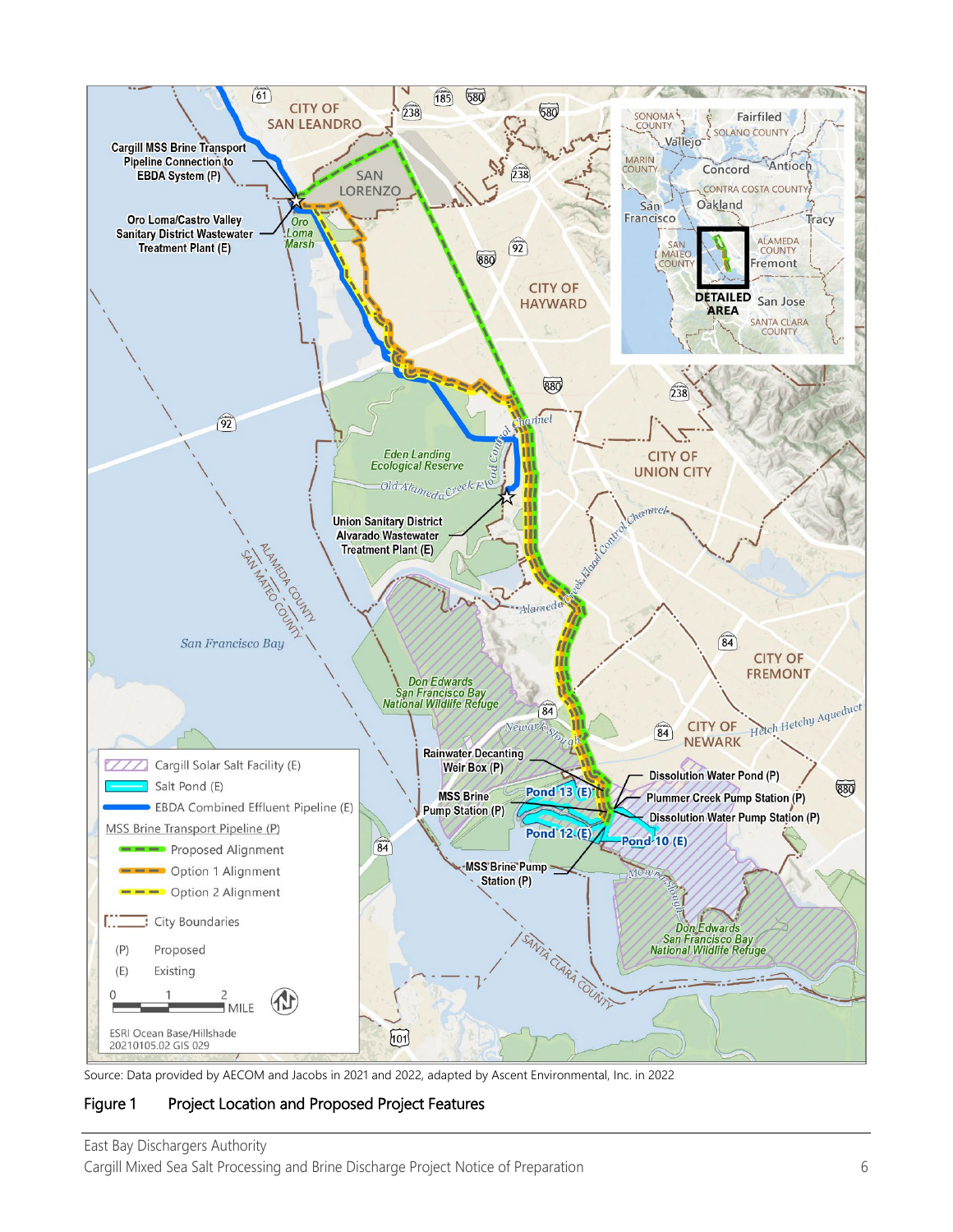CITY OF SAN LEANDRO

SAN LORENZO

Cargill MSS Brine Transport Pipeline Connection to EBDA System (P)

Oro Loma/Castro Valley Sanitary District Wastewater Treatment Plant (E)

Oro Loma Marsh

CITY OF HAYWARD

Eden Landing Ecological Reserve

Old Alameda Creek Flood Control Channel

Union Sanitary District Alvarado Wastewater Treatment Plant (E)

CITY OF UNION CITY

Alameda Creek Flood Control Channel

ALAMEDA COUNTY

SAN MATEO COUNTY

San Francisco Bay

Don Edwards San Francisco Bay National Wildlife Refuge

CITY OF FREMONT

CITY OF NEWARK

Hetch Hetchy Aqueduct

Newark Slough

Rainwater Decanting Weir Box (P)

MSS Brine Pump Station (P)

Pond 13 (E)

Pond 12 (E)

Pond 10 (E)

Dissolution Water Pond (P)

Plummer Creek Pump Station (P)

Dissolution Water Pump Station (P)

MSS Brine Pump Station (P)

SANTA CLARA COUNTY

Mowry Slough

Don Edwards San Francisco Bay National Wildlife Refuge

61 238 185 580 580 238 92 880 880 238 92 84 84 84 84 880 101

SONOMA COUNTY

Fairfield

SOLANO COUNTY

Vallejo

MARIN COUNTY

Concord

Antioch

CONTRA COSTA COUNTY

San Francisco

Oakland

Tracy

SAN MATEO COUNTY

ALAMEDA COUNTY

Fremont

DETAILED AREA

San Jose

SANTA CLARA COUNTY

Cargill Solar Salt Facility (E)

Salt Pond (E)

EBDA Combined Effluent Pipeline (E)

MSS Brine Transport Pipeline (P)

Proposed Alignment

Option 1 Alignment

Option 2 Alignment

City Boundaries

(P) Proposed

(E) Existing

0 1 2 MILE

ESRI Ocean Base/Hillshade

20210105.02 GIS 029

Source: Data provided by AECOM and Jacobs in 2021 and 2022, adapted by Ascent Environmental, Inc. in 2022

Figure 1 Project Location and Proposed Project Features